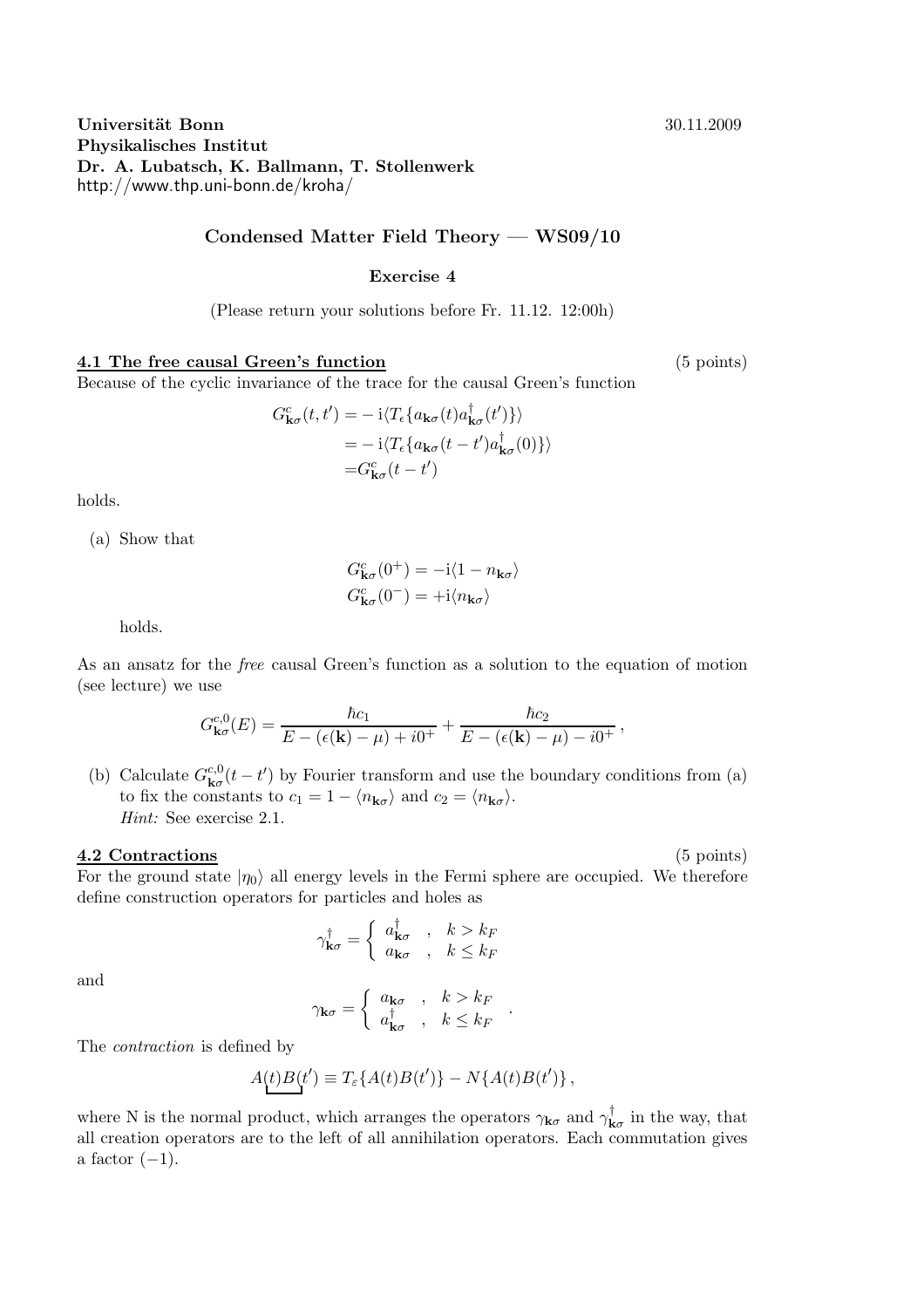**Universität Bonn** 30.11.2009
**Physikalisches Institut**
**Dr. A. Lubatsch, K. Ballmann, T. Stollenwerk**
http://www.thp.uni-bonn.de/kroha/

## Condensed Matter Field Theory — WS09/10

### Exercise 4

(Please return your solutions before Fr. 11.12. 12:00h)

**4.1 The free causal Green's function** (5 points)

Because of the cyclic invariance of the trace for the causal Green's function

$$
\begin{aligned}
G^c_{\mathbf{k}\sigma}(t,t') &= -\,\mathrm{i}\langle T_\epsilon\{a_{\mathbf{k}\sigma}(t)a^\dagger_{\mathbf{k}\sigma}(t')\}\rangle \\
&= -\,\mathrm{i}\langle T_\epsilon\{a_{\mathbf{k}\sigma}(t-t')a^\dagger_{\mathbf{k}\sigma}(0)\}\rangle \\
&= G^c_{\mathbf{k}\sigma}(t-t')
\end{aligned}
$$

holds.

(a) Show that

$$
\begin{aligned}
G^c_{\mathbf{k}\sigma}(0^+) &= -\mathrm{i}\langle 1-n_{\mathbf{k}\sigma}\rangle \\
G^c_{\mathbf{k}\sigma}(0^-) &= +\mathrm{i}\langle n_{\mathbf{k}\sigma}\rangle
\end{aligned}
$$

holds.

As an ansatz for the *free* causal Green's function as a solution to the equation of motion (see lecture) we use

$$
G^{c,0}_{\mathbf{k}\sigma}(E) = \frac{\hbar c_1}{E-(\epsilon(\mathbf{k})-\mu)+i0^+} + \frac{\hbar c_2}{E-(\epsilon(\mathbf{k})-\mu)-i0^+}\,,
$$

(b) Calculate $G^{c,0}_{\mathbf{k}\sigma}(t-t')$ by Fourier transform and use the boundary conditions from (a) to fix the constants to $c_1 = 1-\langle n_{\mathbf{k}\sigma}\rangle$ and $c_2 = \langle n_{\mathbf{k}\sigma}\rangle$.
*Hint:* See exercise 2.1.

**4.2 Contractions** (5 points)

For the ground state $|\eta_0\rangle$ all energy levels in the Fermi sphere are occupied. We therefore define construction operators for particles and holes as

$$
\gamma^\dagger_{\mathbf{k}\sigma} = \begin{cases} a^\dagger_{\mathbf{k}\sigma} & , \quad k > k_F \\ a_{\mathbf{k}\sigma} & , \quad k \le k_F \end{cases}
$$

and

$$
\gamma_{\mathbf{k}\sigma} = \begin{cases} a_{\mathbf{k}\sigma} & , \quad k > k_F \\ a^\dagger_{\mathbf{k}\sigma} & , \quad k \le k_F \end{cases} .
$$

The *contraction* is defined by

$$
\underbrace{A(t)B(t')}_{} \equiv T_\varepsilon\{A(t)B(t')\} - N\{A(t)B(t')\}\,,
$$

where N is the normal product, which arranges the operators $\gamma_{\mathbf{k}\sigma}$ and $\gamma^\dagger_{\mathbf{k}\sigma}$ in the way, that all creation operators are to the left of all annihilation operators. Each commutation gives a factor $(-1)$.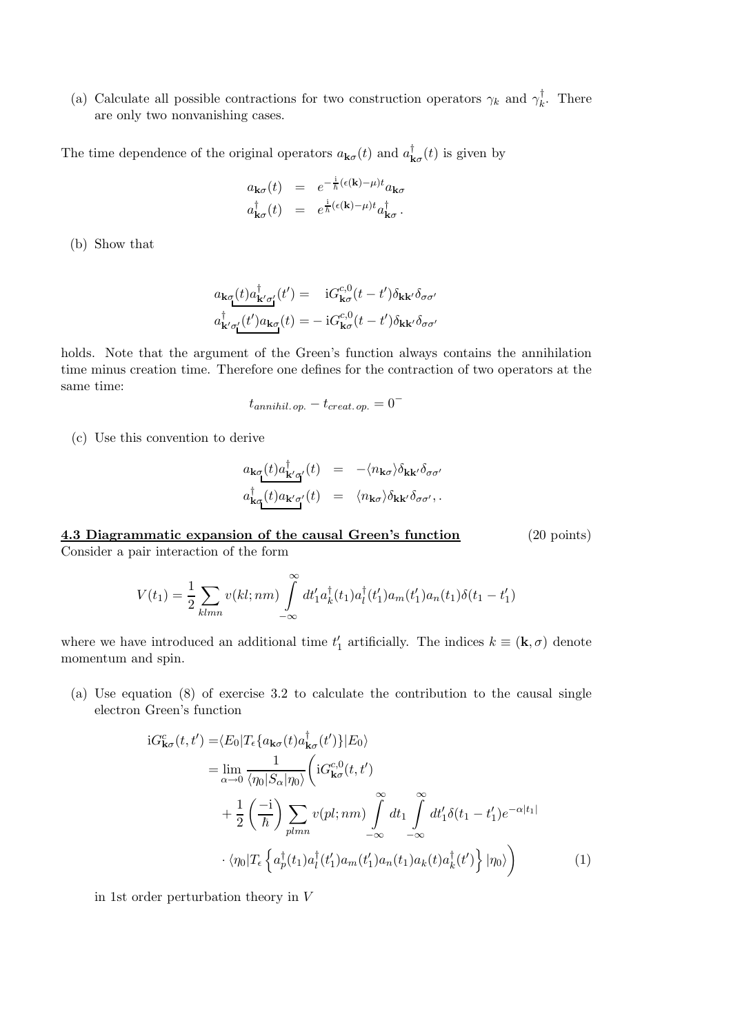(a) Calculate all possible contractions for two construction operators $\gamma_k$ and $\gamma_k^\dagger$. There are only two nonvanishing cases.

The time dependence of the original operators $a_{\mathbf{k}\sigma}(t)$ and $a^\dagger_{\mathbf{k}\sigma}(t)$ is given by

$$
\begin{aligned}
a_{\mathbf{k}\sigma}(t) &= e^{-\frac{\mathrm{i}}{\hbar}(\epsilon(\mathbf{k})-\mu)t} a_{\mathbf{k}\sigma} \\
a^\dagger_{\mathbf{k}\sigma}(t) &= e^{\frac{\mathrm{i}}{\hbar}(\epsilon(\mathbf{k})-\mu)t} a^\dagger_{\mathbf{k}\sigma} .
\end{aligned}
$$

(b) Show that

$$
\begin{aligned}
\underbrace{a_{\mathbf{k}\sigma}(t) a^\dagger_{\mathbf{k}'\sigma'}(t')} &= \mathrm{i}G^{c,0}_{\mathbf{k}\sigma}(t-t')\delta_{\mathbf{k}\mathbf{k}'}\delta_{\sigma\sigma'} \\
\underbrace{a^\dagger_{\mathbf{k}'\sigma'}(t') a_{\mathbf{k}\sigma}(t)} &= -\,\mathrm{i}G^{c,0}_{\mathbf{k}\sigma}(t-t')\delta_{\mathbf{k}\mathbf{k}'}\delta_{\sigma\sigma'}
\end{aligned}
$$

holds. Note that the argument of the Green's function always contains the annihilation time minus creation time. Therefore one defines for the contraction of two operators at the same time:

$$
t_{annihil.\,op.} - t_{creat.\,op.} = 0^-
$$

(c) Use this convention to derive

$$
\begin{aligned}
\underbrace{a_{\mathbf{k}\sigma}(t) a^\dagger_{\mathbf{k}'\sigma'}(t)} &= -\langle n_{\mathbf{k}\sigma}\rangle \delta_{\mathbf{k}\mathbf{k}'}\delta_{\sigma\sigma'} \\
\underbrace{a^\dagger_{\mathbf{k}\sigma}(t) a_{\mathbf{k}'\sigma'}(t)} &= \langle n_{\mathbf{k}\sigma}\rangle \delta_{\mathbf{k}\mathbf{k}'}\delta_{\sigma\sigma'}, .
\end{aligned}
$$

**4.3 Diagrammatic expansion of the causal Green's function** (20 points)

Consider a pair interaction of the form

$$
V(t_1) = \frac{1}{2}\sum_{klmn} v(kl;nm) \int_{-\infty}^{\infty} dt_1' a^\dagger_k(t_1) a^\dagger_l(t_1') a_m(t_1') a_n(t_1) \delta(t_1 - t_1')
$$

where we have introduced an additional time $t_1'$ artificially. The indices $k \equiv (\mathbf{k}, \sigma)$ denote momentum and spin.

(a) Use equation (8) of exercise 3.2 to calculate the contribution to the causal single electron Green's function

$$
\begin{aligned}
\mathrm{i}G^c_{\mathbf{k}\sigma}(t,t') =& \langle E_0|T_\epsilon\{a_{\mathbf{k}\sigma}(t)a^\dagger_{\mathbf{k}\sigma}(t')\}|E_0\rangle \\
=& \lim_{\alpha\to 0} \frac{1}{\langle \eta_0|S_\alpha|\eta_0\rangle}\Bigg( \mathrm{i}G^{c,0}_{\mathbf{k}\sigma}(t,t') \\
&+ \frac{1}{2}\left(\frac{-\mathrm{i}}{\hbar}\right) \sum_{plmn} v(pl;nm) \int_{-\infty}^{\infty} dt_1 \int_{-\infty}^{\infty} dt_1' \delta(t_1 - t_1') e^{-\alpha|t_1|} \\
&\cdot \langle \eta_0 | T_\epsilon \left\{ a^\dagger_p(t_1) a^\dagger_l(t_1') a_m(t_1') a_n(t_1) a_k(t) a^\dagger_k(t') \right\} |\eta_0\rangle \Bigg) \qquad (1)
\end{aligned}
$$

in 1st order perturbation theory in $V$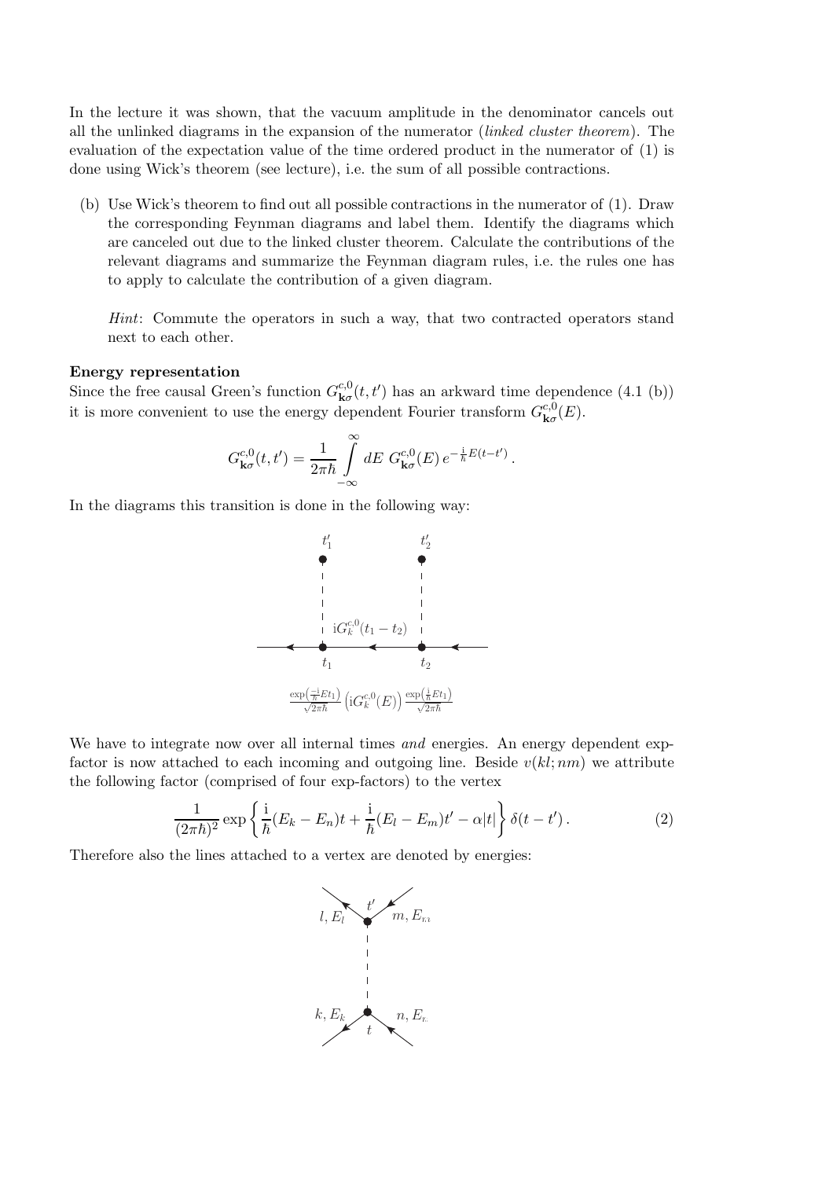In the lecture it was shown, that the vacuum amplitude in the denominator cancels out all the unlinked diagrams in the expansion of the numerator (*linked cluster theorem*). The evaluation of the expectation value of the time ordered product in the numerator of (1) is done using Wick's theorem (see lecture), i.e. the sum of all possible contractions.

(b) Use Wick's theorem to find out all possible contractions in the numerator of (1). Draw the corresponding Feynman diagrams and label them. Identify the diagrams which are canceled out due to the linked cluster theorem. Calculate the contributions of the relevant diagrams and summarize the Feynman diagram rules, i.e. the rules one has to apply to calculate the contribution of a given diagram.

*Hint*: Commute the operators in such a way, that two contracted operators stand next to each other.

**Energy representation**

Since the free causal Green's function $G^{c,0}_{\mathbf{k}\sigma}(t,t')$ has an arkward time dependence (4.1 (b)) it is more convenient to use the energy dependent Fourier transform $G^{c,0}_{\mathbf{k}\sigma}(E)$.

$$G^{c,0}_{\mathbf{k}\sigma}(t,t') = \frac{1}{2\pi\hbar}\int_{-\infty}^{\infty} dE\; G^{c,0}_{\mathbf{k}\sigma}(E)\, e^{-\frac{\mathrm{i}}{\hbar}E(t-t')}\,.$$

In the diagrams this transition is done in the following way:

$t'_1$ $t'_2$

$\mathrm{i}G^{c,0}_k(t_1-t_2)$

$t_1$ $t_2$

$$\frac{\exp\left(\frac{-\mathrm{i}}{\hbar}Et_1\right)}{\sqrt{2\pi\hbar}}\left(\mathrm{i}G^{c,0}_k(E)\right)\frac{\exp\left(\frac{\mathrm{i}}{\hbar}Et_1\right)}{\sqrt{2\pi\hbar}}$$

We have to integrate now over all internal times *and* energies. An energy dependent exp-factor is now attached to each incoming and outgoing line. Beside $v(kl;nm)$ we attribute the following factor (comprised of four exp-factors) to the vertex

$$\frac{1}{(2\pi\hbar)^2}\exp\left\{\frac{\mathrm{i}}{\hbar}(E_k-E_n)t + \frac{\mathrm{i}}{\hbar}(E_l-E_m)t' - \alpha|t|\right\}\delta(t-t')\,. \tag{2}$$

Therefore also the lines attached to a vertex are denoted by energies:

$l, E_l$ $t'$ $m, E_m$

$k, E_k$ $t$ $n, E_n$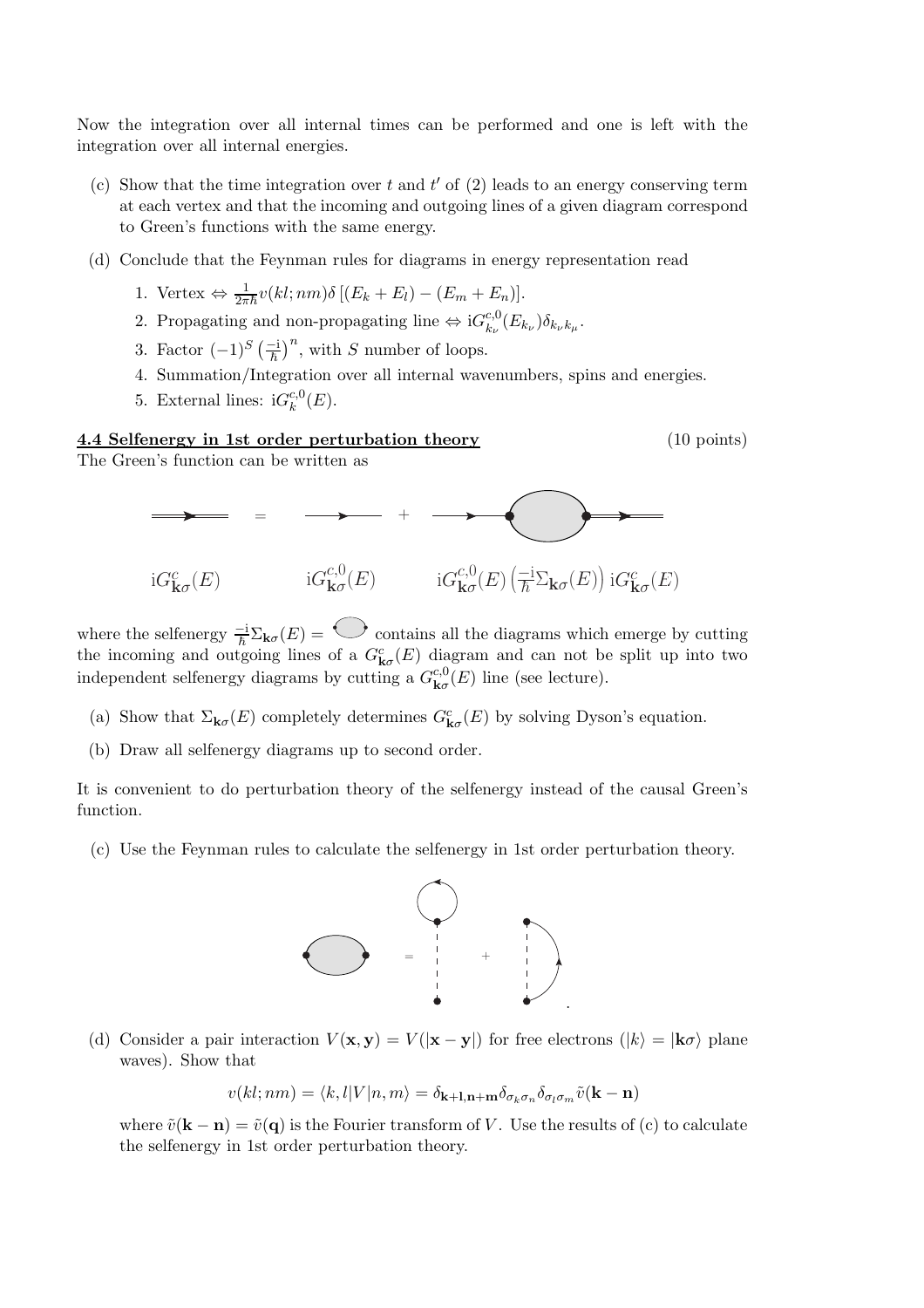Now the integration over all internal times can be performed and one is left with the integration over all internal energies.

(c) Show that the time integration over $t$ and $t'$ of (2) leads to an energy conserving term at each vertex and that the incoming and outgoing lines of a given diagram correspond to Green's functions with the same energy.

(d) Conclude that the Feynman rules for diagrams in energy representation read

1. Vertex $\Leftrightarrow \frac{1}{2\pi\hbar} v(kl;nm)\delta\left[(E_k + E_l) - (E_m + E_n)\right]$.
2. Propagating and non-propagating line $\Leftrightarrow \mathrm{i}G^{c,0}_{k_\nu}(E_{k_\nu})\delta_{k_\nu k_\mu}$.
3. Factor $(-1)^S \left(\frac{-\mathrm{i}}{\hbar}\right)^n$, with $S$ number of loops.
4. Summation/Integration over all internal wavenumbers, spins and energies.
5. External lines: $\mathrm{i}G^{c,0}_k(E)$.

**4.4 Selfenergy in 1st order perturbation theory** (10 points)

The Green's function can be written as

$$\mathrm{i}G^c_{\mathbf{k}\sigma}(E) = \mathrm{i}G^{c,0}_{\mathbf{k}\sigma}(E) + \mathrm{i}G^{c,0}_{\mathbf{k}\sigma}(E)\left(\frac{-\mathrm{i}}{\hbar}\Sigma_{\mathbf{k}\sigma}(E)\right)\mathrm{i}G^c_{\mathbf{k}\sigma}(E)$$

where the selfenergy $\frac{-\mathrm{i}}{\hbar}\Sigma_{\mathbf{k}\sigma}(E) =$ (bubble) contains all the diagrams which emerge by cutting the incoming and outgoing lines of a $G^c_{\mathbf{k}\sigma}(E)$ diagram and can not be split up into two independent selfenergy diagrams by cutting a $G^{c,0}_{\mathbf{k}\sigma}(E)$ line (see lecture).

(a) Show that $\Sigma_{\mathbf{k}\sigma}(E)$ completely determines $G^c_{\mathbf{k}\sigma}(E)$ by solving Dyson's equation.

(b) Draw all selfenergy diagrams up to second order.

It is convenient to do perturbation theory of the selfenergy instead of the causal Green's function.

(c) Use the Feynman rules to calculate the selfenergy in 1st order perturbation theory.

(d) Consider a pair interaction $V(\mathbf{x},\mathbf{y}) = V(|\mathbf{x}-\mathbf{y}|)$ for free electrons ($|k\rangle = |\mathbf{k}\sigma\rangle$ plane waves). Show that

$$v(kl;nm) = \langle k,l|V|n,m\rangle = \delta_{\mathbf{k}+\mathbf{l},\mathbf{n}+\mathbf{m}}\delta_{\sigma_k\sigma_n}\delta_{\sigma_l\sigma_m}\tilde{v}(\mathbf{k}-\mathbf{n})$$

where $\tilde{v}(\mathbf{k}-\mathbf{n}) = \tilde{v}(\mathbf{q})$ is the Fourier transform of $V$. Use the results of (c) to calculate the selfenergy in 1st order perturbation theory.